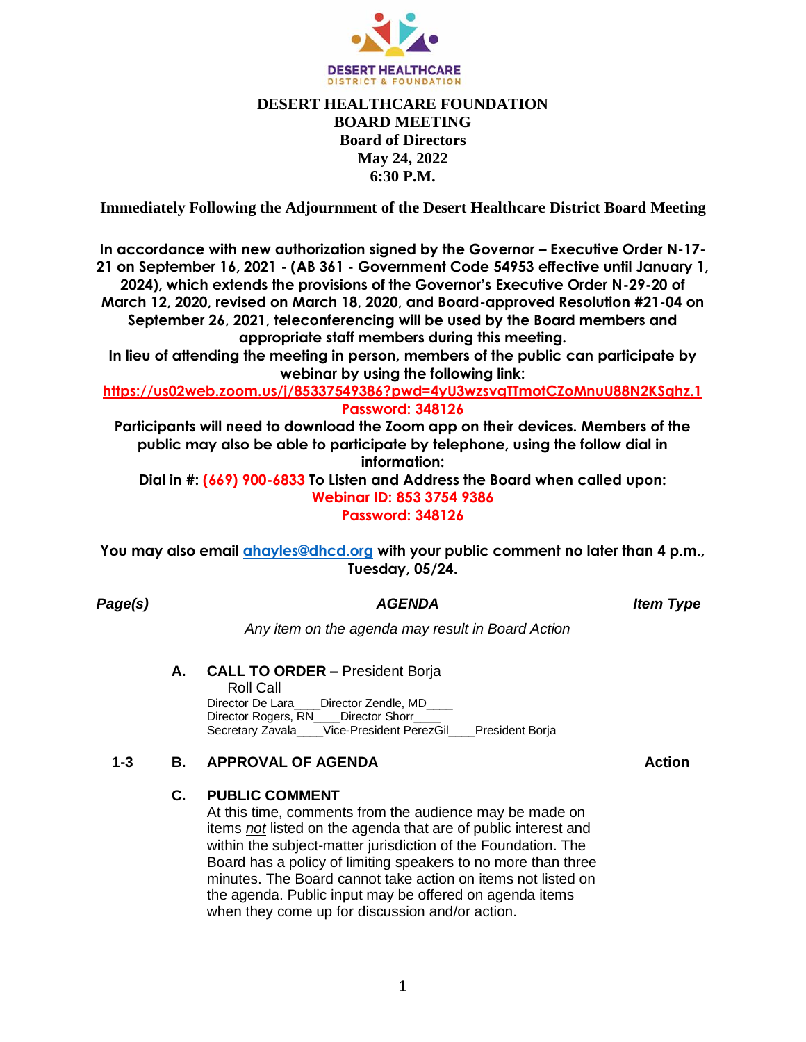DESERT HEALTHCARE
DISTRICT & FOUNDATION

# DESERT HEALTHCARE FOUNDATION
## BOARD MEETING
## Board of Directors
## May 24, 2022
## 6:30 P.M.

**Immediately Following the Adjournment of the Desert Healthcare District Board Meeting**

**In accordance with new authorization signed by the Governor – Executive Order N-17-21 on September 16, 2021 - (AB 361 - Government Code 54953 effective until January 1, 2024), which extends the provisions of the Governor's Executive Order N-29-20 of March 12, 2020, revised on March 18, 2020, and Board-approved Resolution #21-04 on September 26, 2021, teleconferencing will be used by the Board members and appropriate staff members during this meeting.**

**In lieu of attending the meeting in person, members of the public can participate by webinar by using the following link:**

**https://us02web.zoom.us/j/85337549386?pwd=4yU3wzsvgTTmotCZoMnuU88N2KSqhz.1**

**Password: 348126**

**Participants will need to download the Zoom app on their devices. Members of the public may also be able to participate by telephone, using the follow dial in information:**

**Dial in #: (669) 900-6833 To Listen and Address the Board when called upon:**

**Webinar ID: 853 3754 9386**

**Password: 348126**

**You may also email ahayles@dhcd.org with your public comment no later than 4 p.m., Tuesday, 05/24.**

| ***Page(s)*** | ***AGENDA*** | ***Item Type*** |
|---|---|---|

*Any item on the agenda may result in Board Action*

**A. CALL TO ORDER –** President Borja

Roll Call

Director De Lara____Director Zendle, MD____
Director Rogers, RN____Director Shorr____
Secretary Zavala____Vice-President PerezGil____President Borja

| | | |
|---|---|---|
| **1-3** | **B. APPROVAL OF AGENDA** | **Action** |

**C. PUBLIC COMMENT**

At this time, comments from the audience may be made on items *not* listed on the agenda that are of public interest and within the subject-matter jurisdiction of the Foundation. The Board has a policy of limiting speakers to no more than three minutes. The Board cannot take action on items not listed on the agenda. Public input may be offered on agenda items when they come up for discussion and/or action.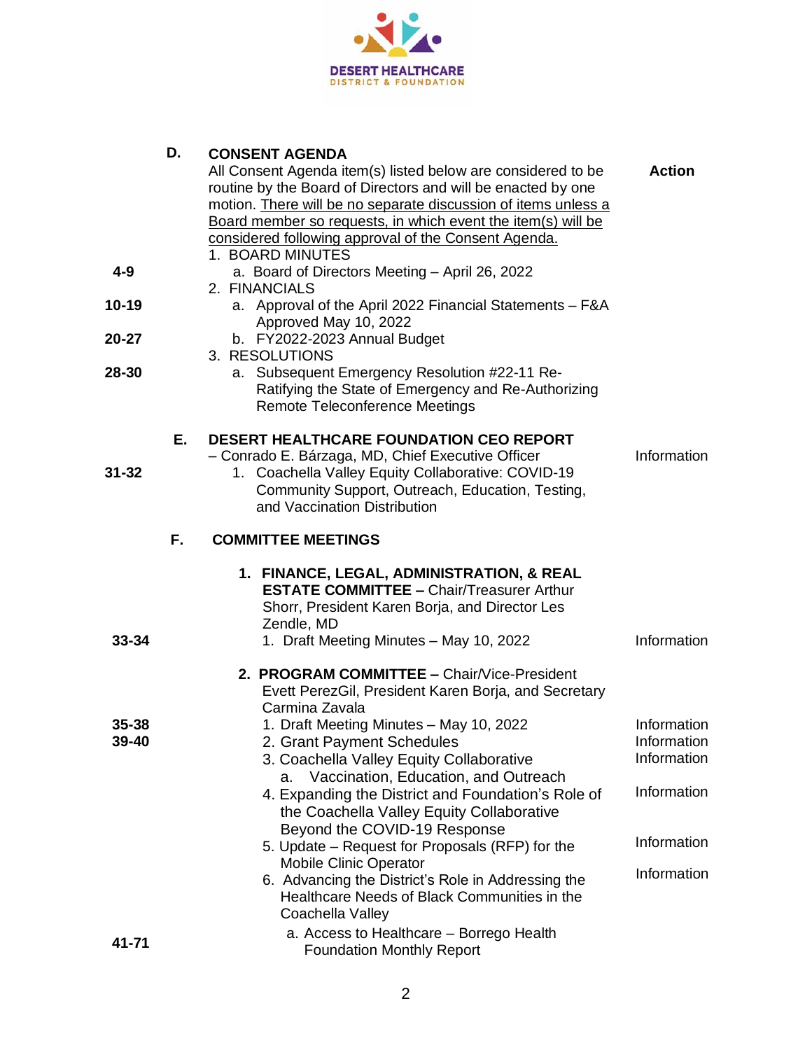DESERT HEALTHCARE
DISTRICT & FOUNDATION

| Page(s) | Item | Description | Type |
|---|---|---|---|
| | **D.** | **CONSENT AGENDA** | |
| | | All Consent Agenda item(s) listed below are considered to be routine by the Board of Directors and will be enacted by one motion. There will be no separate discussion of items unless a Board member so requests, in which event the item(s) will be considered following approval of the Consent Agenda. | **Action** |
| | | 1. BOARD MINUTES | |
| 4-9 | | a. Board of Directors Meeting – April 26, 2022 | |
| | | 2. FINANCIALS | |
| 10-19 | | a. Approval of the April 2022 Financial Statements – F&A Approved May 10, 2022 | |
| 20-27 | | b. FY2022-2023 Annual Budget | |
| | | 3. RESOLUTIONS | |
| 28-30 | | a. Subsequent Emergency Resolution #22-11 Re-Ratifying the State of Emergency and Re-Authorizing Remote Teleconference Meetings | |
| | **E.** | **DESERT HEALTHCARE FOUNDATION CEO REPORT** – Conrado E. Bárzaga, MD, Chief Executive Officer | Information |
| 31-32 | | 1. Coachella Valley Equity Collaborative: COVID-19 Community Support, Outreach, Education, Testing, and Vaccination Distribution | |
| | **F.** | **COMMITTEE MEETINGS** | |
| | | **1. FINANCE, LEGAL, ADMINISTRATION, & REAL ESTATE COMMITTEE –** Chair/Treasurer Arthur Shorr, President Karen Borja, and Director Les Zendle, MD | |
| 33-34 | | 1. Draft Meeting Minutes – May 10, 2022 | Information |
| | | **2. PROGRAM COMMITTEE –** Chair/Vice-President Evett PerezGil, President Karen Borja, and Secretary Carmina Zavala | |
| 35-38 | | 1. Draft Meeting Minutes – May 10, 2022 | Information |
| 39-40 | | 2. Grant Payment Schedules | Information |
| | | 3. Coachella Valley Equity Collaborative | Information |
| | | a. Vaccination, Education, and Outreach | |
| | | 4. Expanding the District and Foundation's Role of the Coachella Valley Equity Collaborative Beyond the COVID-19 Response | Information |
| | | 5. Update – Request for Proposals (RFP) for the Mobile Clinic Operator | Information |
| | | 6. Advancing the District's Role in Addressing the Healthcare Needs of Black Communities in the Coachella Valley | Information |
| 41-71 | | a. Access to Healthcare – Borrego Health Foundation Monthly Report | |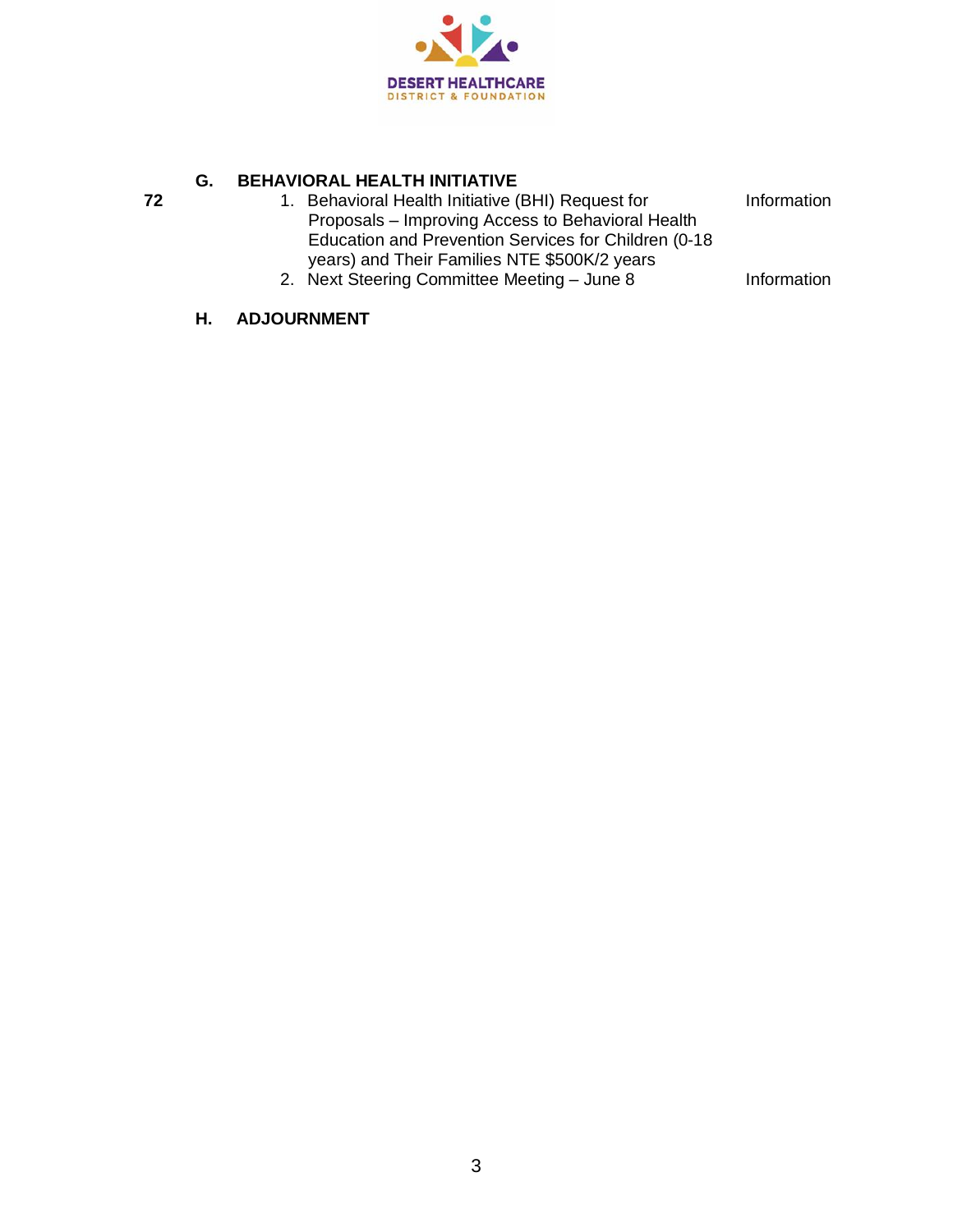DESERT HEALTHCARE
DISTRICT & FOUNDATION

**G. BEHAVIORAL HEALTH INITIATIVE**

| | | |
|---|---|---|
| 72 | 1. Behavioral Health Initiative (BHI) Request for Proposals – Improving Access to Behavioral Health Education and Prevention Services for Children (0-18 years) and Their Families NTE $500K/2 years | Information |
| | 2. Next Steering Committee Meeting – June 8 | Information |

**H. ADJOURNMENT**